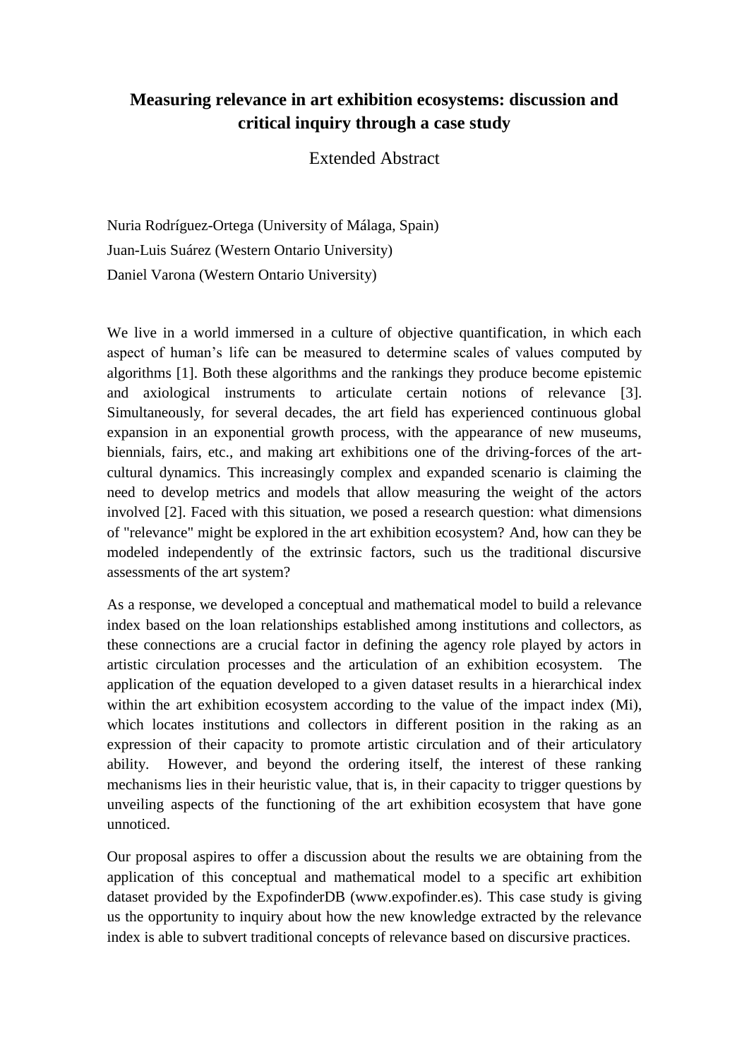# Measuring relevance in art exhibition ecosystems: discussion and critical inquiry through a case study

Extended Abstract

Nuria Rodríguez-Ortega (University of Málaga, Spain)
Juan-Luis Suárez (Western Ontario University)
Daniel Varona (Western Ontario University)

We live in a world immersed in a culture of objective quantification, in which each aspect of human's life can be measured to determine scales of values computed by algorithms [1]. Both these algorithms and the rankings they produce become epistemic and axiological instruments to articulate certain notions of relevance [3]. Simultaneously, for several decades, the art field has experienced continuous global expansion in an exponential growth process, with the appearance of new museums, biennials, fairs, etc., and making art exhibitions one of the driving-forces of the art-cultural dynamics. This increasingly complex and expanded scenario is claiming the need to develop metrics and models that allow measuring the weight of the actors involved [2]. Faced with this situation, we posed a research question: what dimensions of "relevance" might be explored in the art exhibition ecosystem? And, how can they be modeled independently of the extrinsic factors, such us the traditional discursive assessments of the art system?

As a response, we developed a conceptual and mathematical model to build a relevance index based on the loan relationships established among institutions and collectors, as these connections are a crucial factor in defining the agency role played by actors in artistic circulation processes and the articulation of an exhibition ecosystem. The application of the equation developed to a given dataset results in a hierarchical index within the art exhibition ecosystem according to the value of the impact index (Mi), which locates institutions and collectors in different position in the raking as an expression of their capacity to promote artistic circulation and of their articulatory ability. However, and beyond the ordering itself, the interest of these ranking mechanisms lies in their heuristic value, that is, in their capacity to trigger questions by unveiling aspects of the functioning of the art exhibition ecosystem that have gone unnoticed.

Our proposal aspires to offer a discussion about the results we are obtaining from the application of this conceptual and mathematical model to a specific art exhibition dataset provided by the ExpofinderDB (www.expofinder.es). This case study is giving us the opportunity to inquiry about how the new knowledge extracted by the relevance index is able to subvert traditional concepts of relevance based on discursive practices.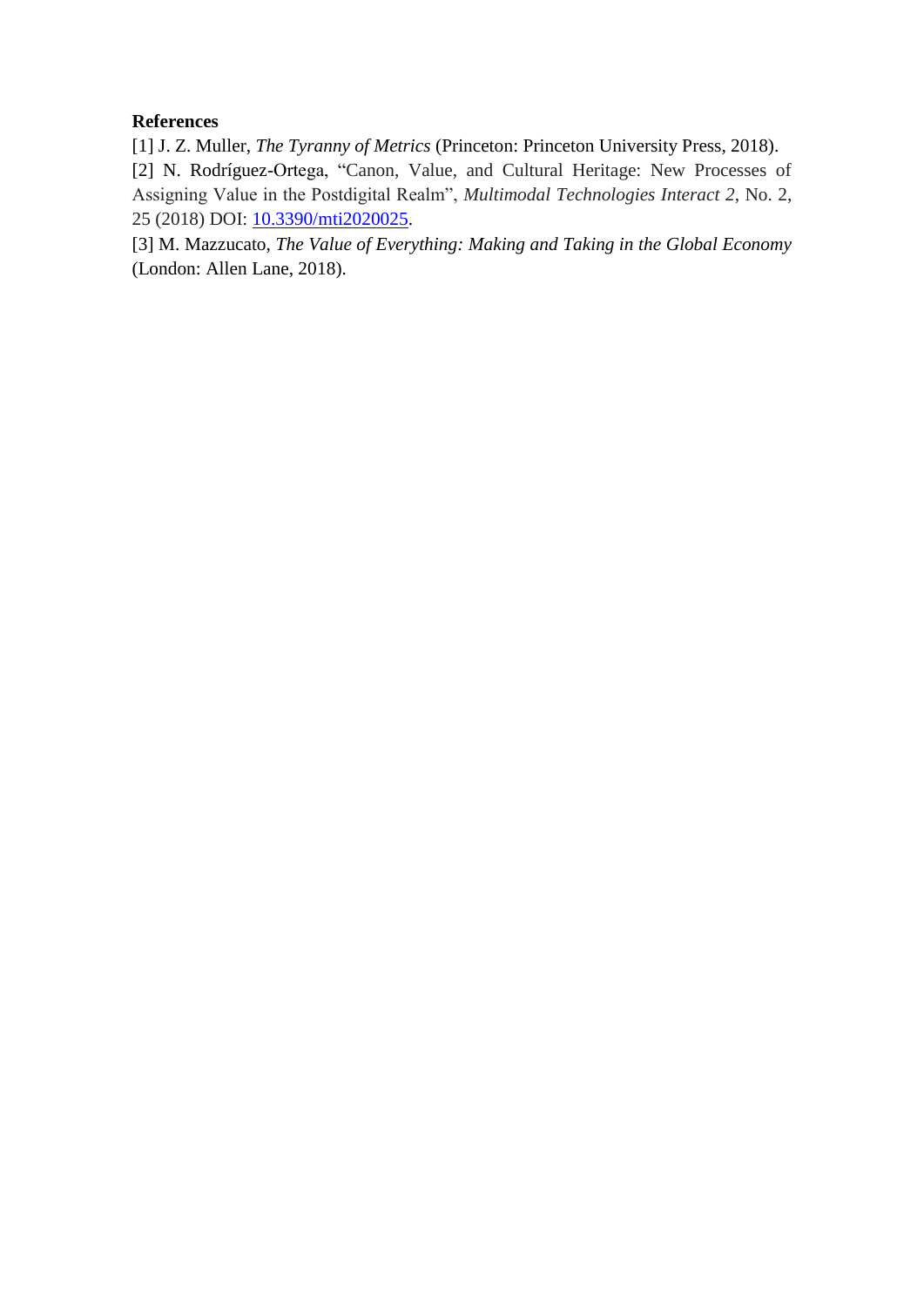**References**

[1] J. Z. Muller, *The Tyranny of Metrics* (Princeton: Princeton University Press, 2018).

[2] N. Rodríguez-Ortega, "Canon, Value, and Cultural Heritage: New Processes of Assigning Value in the Postdigital Realm", *Multimodal Technologies Interact 2*, No. 2, 25 (2018) DOI: 10.3390/mti2020025.

[3] M. Mazzucato, *The Value of Everything: Making and Taking in the Global Economy* (London: Allen Lane, 2018).